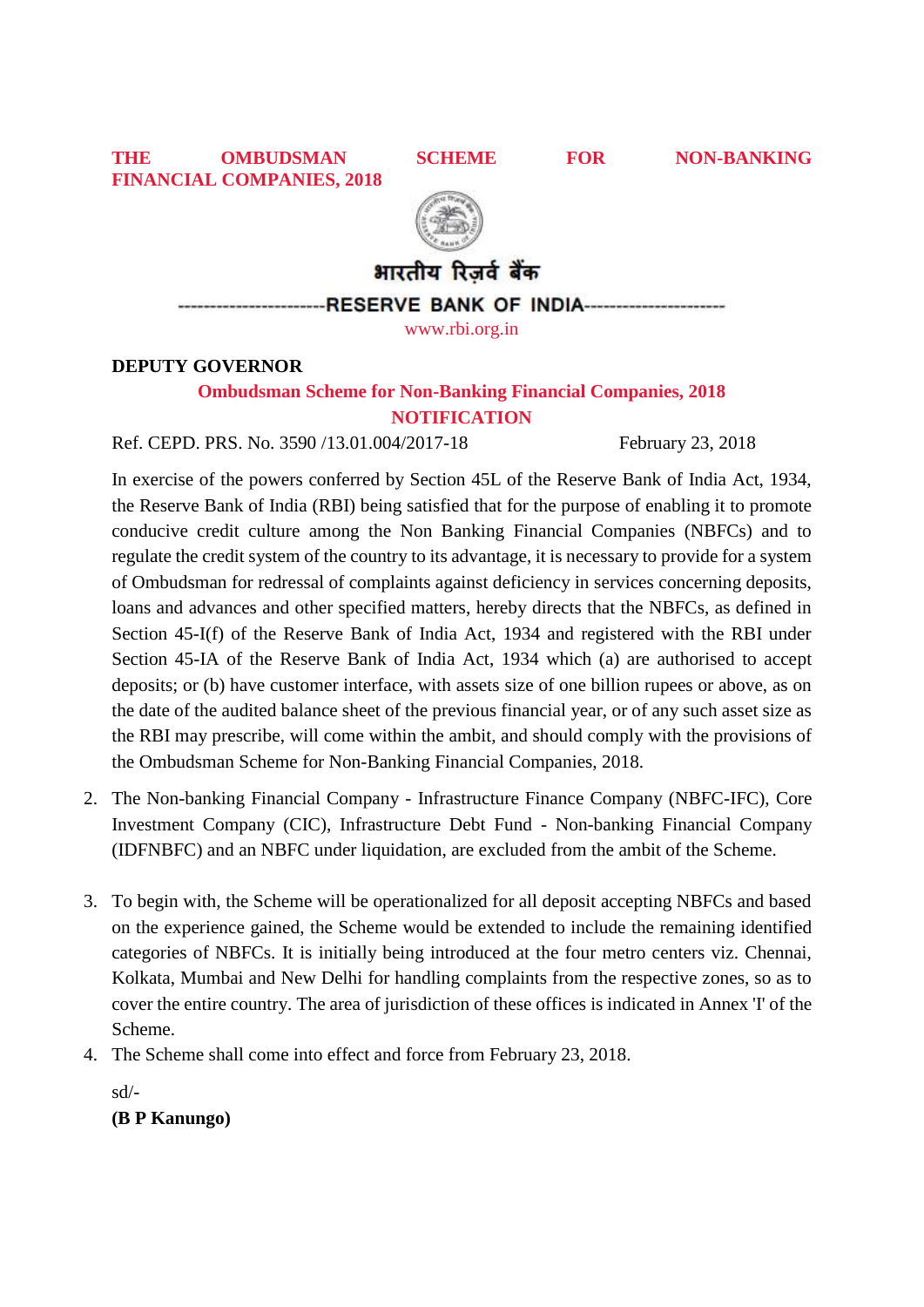# THE OMBUDSMAN SCHEME FOR NON-BANKING FINANCIAL COMPANIES, 2018

भारतीय रिज़र्व बैंक

-----------------------RESERVE BANK OF INDIA---------------------

www.rbi.org.in

**DEPUTY GOVERNOR**

## Ombudsman Scheme for Non-Banking Financial Companies, 2018

## NOTIFICATION

Ref. CEPD. PRS. No. 3590 /13.01.004/2017-18 February 23, 2018

In exercise of the powers conferred by Section 45L of the Reserve Bank of India Act, 1934, the Reserve Bank of India (RBI) being satisfied that for the purpose of enabling it to promote conducive credit culture among the Non Banking Financial Companies (NBFCs) and to regulate the credit system of the country to its advantage, it is necessary to provide for a system of Ombudsman for redressal of complaints against deficiency in services concerning deposits, loans and advances and other specified matters, hereby directs that the NBFCs, as defined in Section 45-I(f) of the Reserve Bank of India Act, 1934 and registered with the RBI under Section 45-IA of the Reserve Bank of India Act, 1934 which (a) are authorised to accept deposits; or (b) have customer interface, with assets size of one billion rupees or above, as on the date of the audited balance sheet of the previous financial year, or of any such asset size as the RBI may prescribe, will come within the ambit, and should comply with the provisions of the Ombudsman Scheme for Non-Banking Financial Companies, 2018.

2. The Non-banking Financial Company - Infrastructure Finance Company (NBFC-IFC), Core Investment Company (CIC), Infrastructure Debt Fund - Non-banking Financial Company (IDFNBFC) and an NBFC under liquidation, are excluded from the ambit of the Scheme.

3. To begin with, the Scheme will be operationalized for all deposit accepting NBFCs and based on the experience gained, the Scheme would be extended to include the remaining identified categories of NBFCs. It is initially being introduced at the four metro centers viz. Chennai, Kolkata, Mumbai and New Delhi for handling complaints from the respective zones, so as to cover the entire country. The area of jurisdiction of these offices is indicated in Annex 'I' of the Scheme.

4. The Scheme shall come into effect and force from February 23, 2018.

sd/-

**(B P Kanungo)**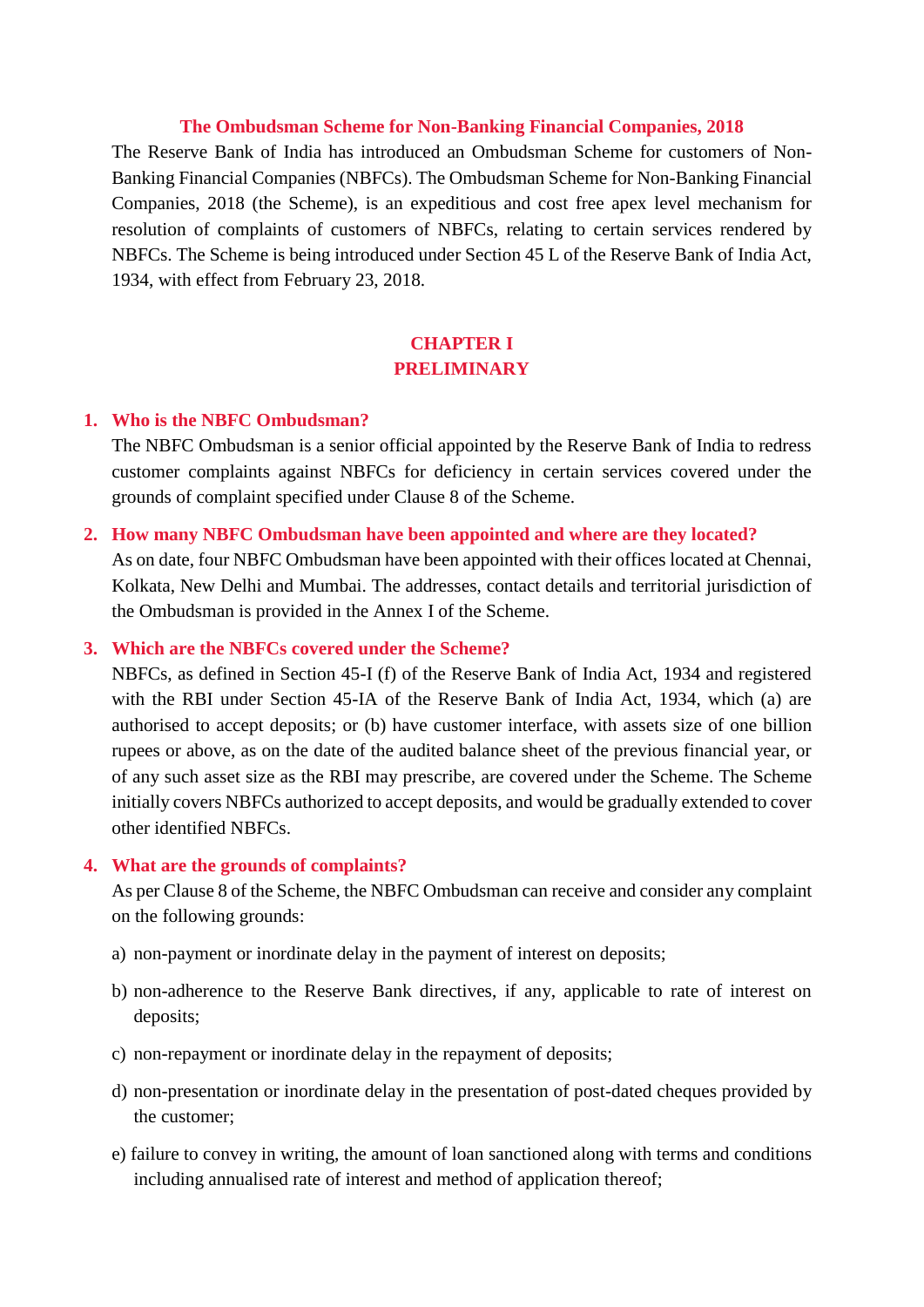# The Ombudsman Scheme for Non-Banking Financial Companies, 2018

The Reserve Bank of India has introduced an Ombudsman Scheme for customers of Non-Banking Financial Companies (NBFCs). The Ombudsman Scheme for Non-Banking Financial Companies, 2018 (the Scheme), is an expeditious and cost free apex level mechanism for resolution of complaints of customers of NBFCs, relating to certain services rendered by NBFCs. The Scheme is being introduced under Section 45 L of the Reserve Bank of India Act, 1934, with effect from February 23, 2018.

## CHAPTER I
## PRELIMINARY

### 1. Who is the NBFC Ombudsman?

The NBFC Ombudsman is a senior official appointed by the Reserve Bank of India to redress customer complaints against NBFCs for deficiency in certain services covered under the grounds of complaint specified under Clause 8 of the Scheme.

### 2. How many NBFC Ombudsman have been appointed and where are they located?

As on date, four NBFC Ombudsman have been appointed with their offices located at Chennai, Kolkata, New Delhi and Mumbai. The addresses, contact details and territorial jurisdiction of the Ombudsman is provided in the Annex I of the Scheme.

### 3. Which are the NBFCs covered under the Scheme?

NBFCs, as defined in Section 45-I (f) of the Reserve Bank of India Act, 1934 and registered with the RBI under Section 45-IA of the Reserve Bank of India Act, 1934, which (a) are authorised to accept deposits; or (b) have customer interface, with assets size of one billion rupees or above, as on the date of the audited balance sheet of the previous financial year, or of any such asset size as the RBI may prescribe, are covered under the Scheme. The Scheme initially covers NBFCs authorized to accept deposits, and would be gradually extended to cover other identified NBFCs.

### 4. What are the grounds of complaints?

As per Clause 8 of the Scheme, the NBFC Ombudsman can receive and consider any complaint on the following grounds:

a) non-payment or inordinate delay in the payment of interest on deposits;

b) non-adherence to the Reserve Bank directives, if any, applicable to rate of interest on deposits;

c) non-repayment or inordinate delay in the repayment of deposits;

d) non-presentation or inordinate delay in the presentation of post-dated cheques provided by the customer;

e) failure to convey in writing, the amount of loan sanctioned along with terms and conditions including annualised rate of interest and method of application thereof;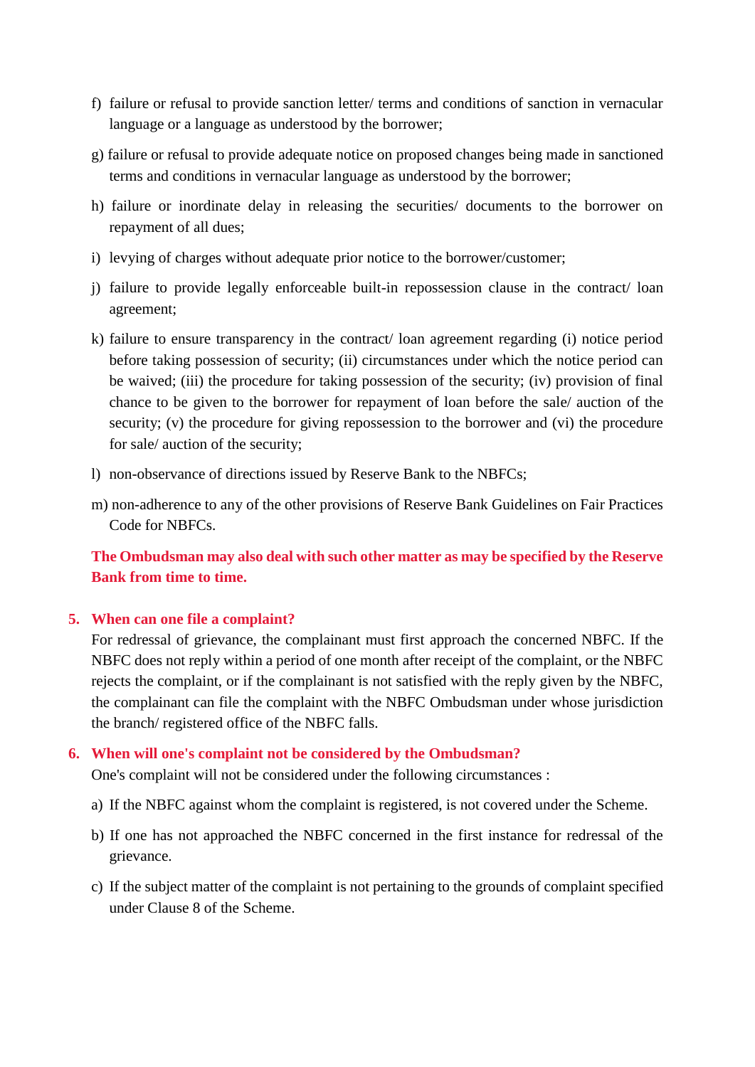f) failure or refusal to provide sanction letter/ terms and conditions of sanction in vernacular language or a language as understood by the borrower;

g) failure or refusal to provide adequate notice on proposed changes being made in sanctioned terms and conditions in vernacular language as understood by the borrower;

h) failure or inordinate delay in releasing the securities/ documents to the borrower on repayment of all dues;

i) levying of charges without adequate prior notice to the borrower/customer;

j) failure to provide legally enforceable built-in repossession clause in the contract/ loan agreement;

k) failure to ensure transparency in the contract/ loan agreement regarding (i) notice period before taking possession of security; (ii) circumstances under which the notice period can be waived; (iii) the procedure for taking possession of the security; (iv) provision of final chance to be given to the borrower for repayment of loan before the sale/ auction of the security; (v) the procedure for giving repossession to the borrower and (vi) the procedure for sale/ auction of the security;

l) non-observance of directions issued by Reserve Bank to the NBFCs;

m) non-adherence to any of the other provisions of Reserve Bank Guidelines on Fair Practices Code for NBFCs.

**The Ombudsman may also deal with such other matter as may be specified by the Reserve Bank from time to time.**

## 5. When can one file a complaint?

For redressal of grievance, the complainant must first approach the concerned NBFC. If the NBFC does not reply within a period of one month after receipt of the complaint, or the NBFC rejects the complaint, or if the complainant is not satisfied with the reply given by the NBFC, the complainant can file the complaint with the NBFC Ombudsman under whose jurisdiction the branch/ registered office of the NBFC falls.

## 6. When will one's complaint not be considered by the Ombudsman?

One's complaint will not be considered under the following circumstances :

a) If the NBFC against whom the complaint is registered, is not covered under the Scheme.

b) If one has not approached the NBFC concerned in the first instance for redressal of the grievance.

c) If the subject matter of the complaint is not pertaining to the grounds of complaint specified under Clause 8 of the Scheme.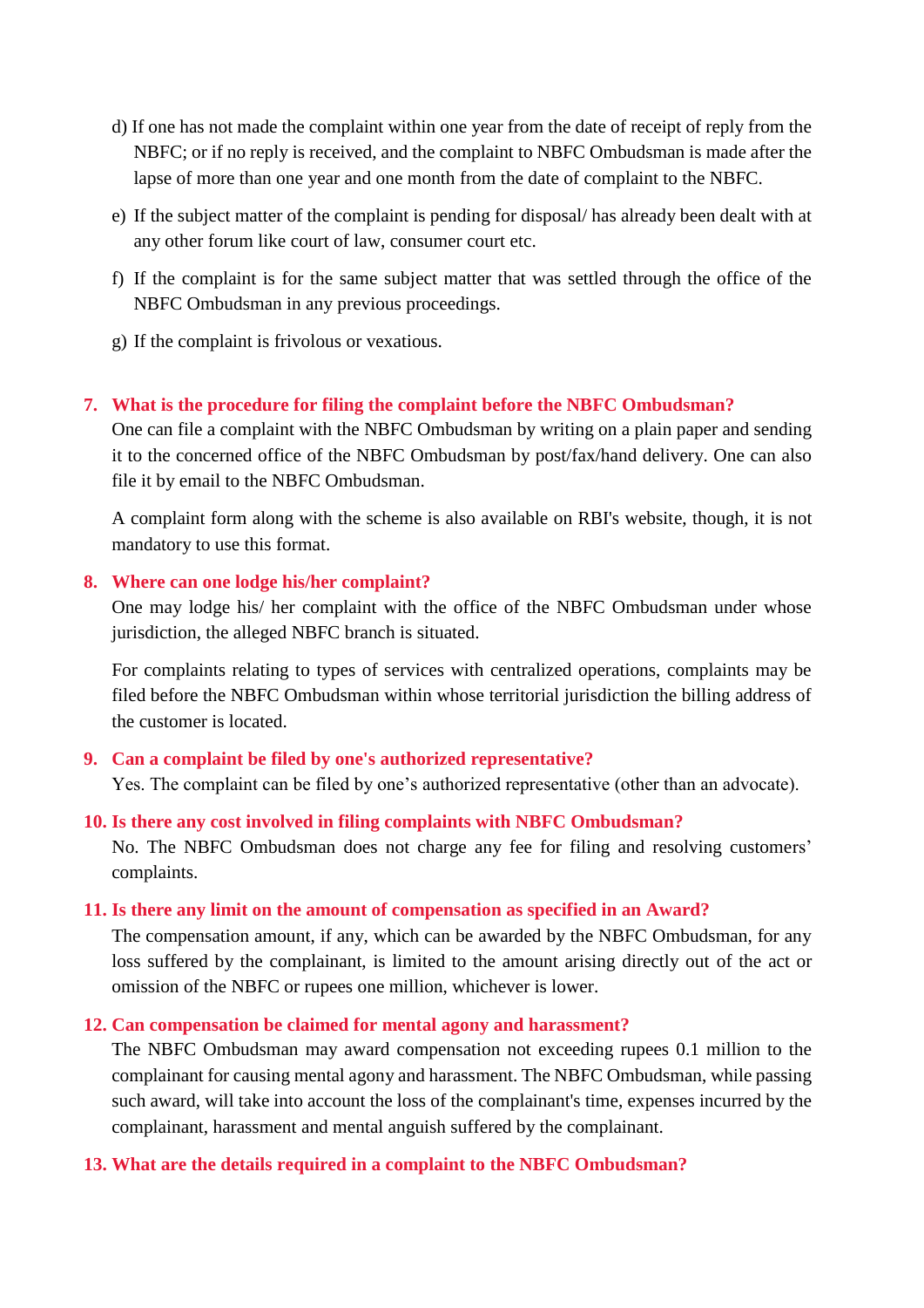d) If one has not made the complaint within one year from the date of receipt of reply from the NBFC; or if no reply is received, and the complaint to NBFC Ombudsman is made after the lapse of more than one year and one month from the date of complaint to the NBFC.

e) If the subject matter of the complaint is pending for disposal/ has already been dealt with at any other forum like court of law, consumer court etc.

f) If the complaint is for the same subject matter that was settled through the office of the NBFC Ombudsman in any previous proceedings.

g) If the complaint is frivolous or vexatious.

### 7. What is the procedure for filing the complaint before the NBFC Ombudsman?

One can file a complaint with the NBFC Ombudsman by writing on a plain paper and sending it to the concerned office of the NBFC Ombudsman by post/fax/hand delivery. One can also file it by email to the NBFC Ombudsman.

A complaint form along with the scheme is also available on RBI's website, though, it is not mandatory to use this format.

### 8. Where can one lodge his/her complaint?

One may lodge his/ her complaint with the office of the NBFC Ombudsman under whose jurisdiction, the alleged NBFC branch is situated.

For complaints relating to types of services with centralized operations, complaints may be filed before the NBFC Ombudsman within whose territorial jurisdiction the billing address of the customer is located.

### 9. Can a complaint be filed by one's authorized representative?

Yes. The complaint can be filed by one’s authorized representative (other than an advocate).

### 10. Is there any cost involved in filing complaints with NBFC Ombudsman?

No. The NBFC Ombudsman does not charge any fee for filing and resolving customers’ complaints.

### 11. Is there any limit on the amount of compensation as specified in an Award?

The compensation amount, if any, which can be awarded by the NBFC Ombudsman, for any loss suffered by the complainant, is limited to the amount arising directly out of the act or omission of the NBFC or rupees one million, whichever is lower.

### 12. Can compensation be claimed for mental agony and harassment?

The NBFC Ombudsman may award compensation not exceeding rupees 0.1 million to the complainant for causing mental agony and harassment. The NBFC Ombudsman, while passing such award, will take into account the loss of the complainant's time, expenses incurred by the complainant, harassment and mental anguish suffered by the complainant.

### 13. What are the details required in a complaint to the NBFC Ombudsman?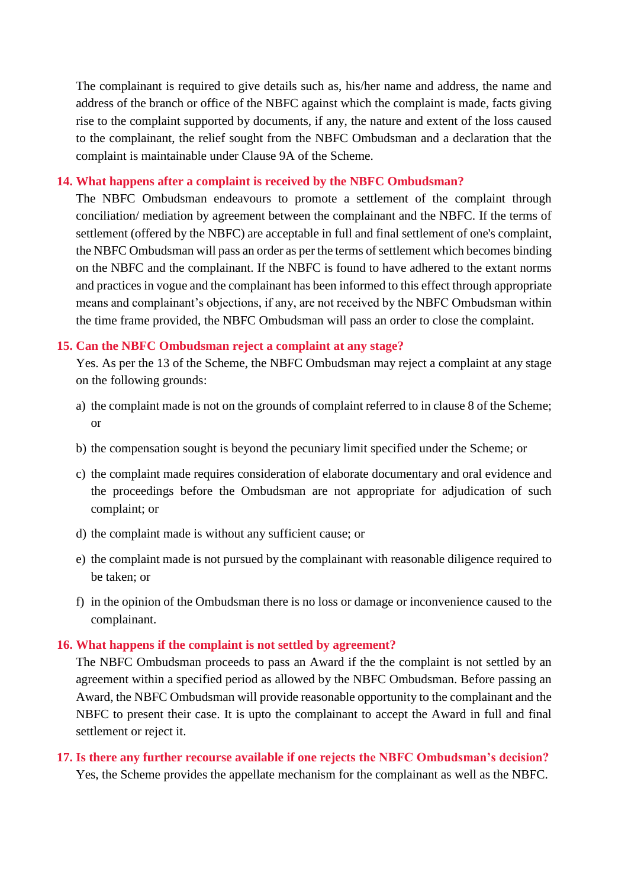The complainant is required to give details such as, his/her name and address, the name and address of the branch or office of the NBFC against which the complaint is made, facts giving rise to the complaint supported by documents, if any, the nature and extent of the loss caused to the complainant, the relief sought from the NBFC Ombudsman and a declaration that the complaint is maintainable under Clause 9A of the Scheme.

**14. What happens after a complaint is received by the NBFC Ombudsman?**

The NBFC Ombudsman endeavours to promote a settlement of the complaint through conciliation/ mediation by agreement between the complainant and the NBFC. If the terms of settlement (offered by the NBFC) are acceptable in full and final settlement of one's complaint, the NBFC Ombudsman will pass an order as per the terms of settlement which becomes binding on the NBFC and the complainant. If the NBFC is found to have adhered to the extant norms and practices in vogue and the complainant has been informed to this effect through appropriate means and complainant's objections, if any, are not received by the NBFC Ombudsman within the time frame provided, the NBFC Ombudsman will pass an order to close the complaint.

**15. Can the NBFC Ombudsman reject a complaint at any stage?**

Yes. As per the 13 of the Scheme, the NBFC Ombudsman may reject a complaint at any stage on the following grounds:

a) the complaint made is not on the grounds of complaint referred to in clause 8 of the Scheme; or

b) the compensation sought is beyond the pecuniary limit specified under the Scheme; or

c) the complaint made requires consideration of elaborate documentary and oral evidence and the proceedings before the Ombudsman are not appropriate for adjudication of such complaint; or

d) the complaint made is without any sufficient cause; or

e) the complaint made is not pursued by the complainant with reasonable diligence required to be taken; or

f) in the opinion of the Ombudsman there is no loss or damage or inconvenience caused to the complainant.

**16. What happens if the complaint is not settled by agreement?**

The NBFC Ombudsman proceeds to pass an Award if the the complaint is not settled by an agreement within a specified period as allowed by the NBFC Ombudsman. Before passing an Award, the NBFC Ombudsman will provide reasonable opportunity to the complainant and the NBFC to present their case. It is upto the complainant to accept the Award in full and final settlement or reject it.

**17. Is there any further recourse available if one rejects the NBFC Ombudsman's decision?**

Yes, the Scheme provides the appellate mechanism for the complainant as well as the NBFC.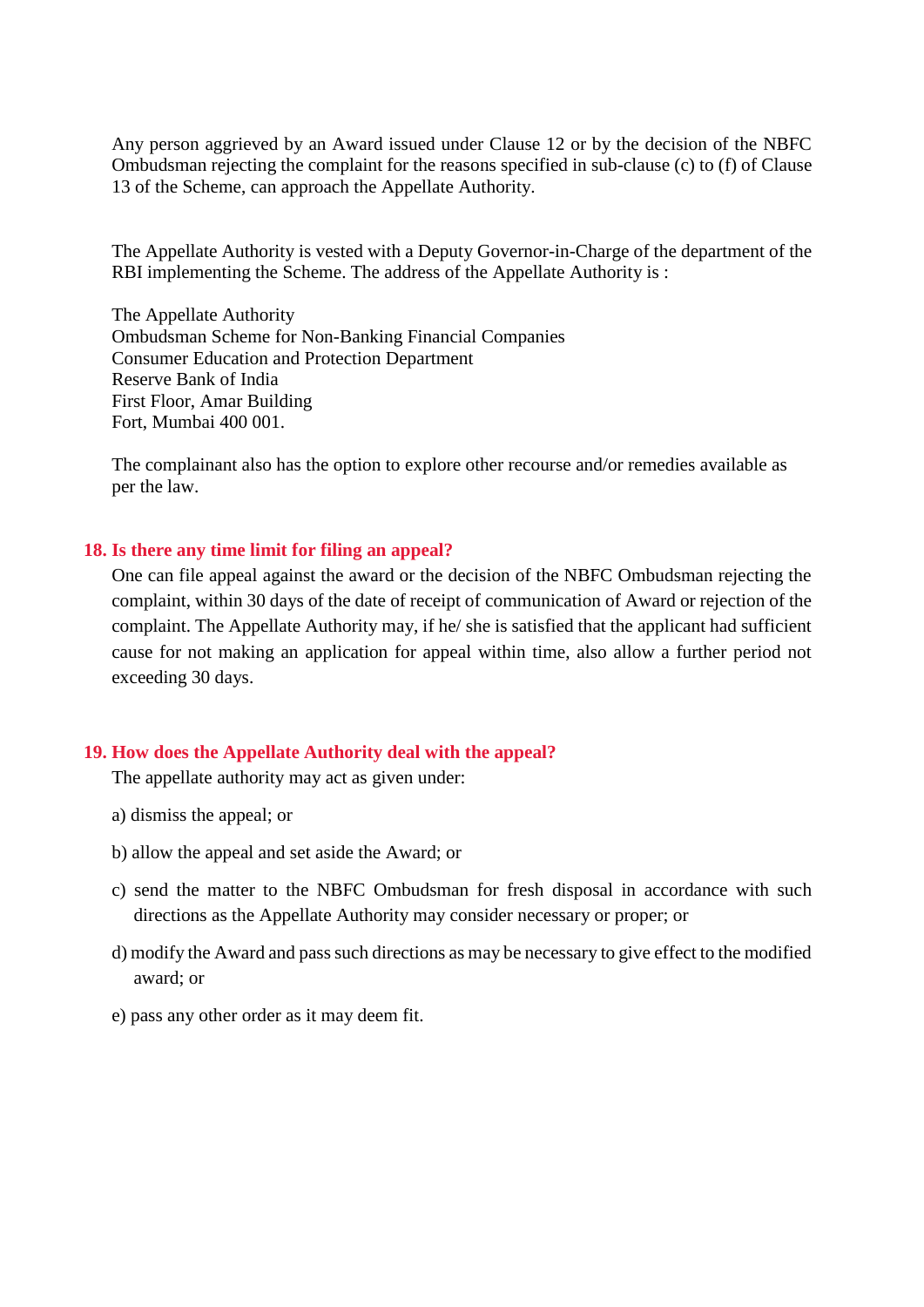Any person aggrieved by an Award issued under Clause 12 or by the decision of the NBFC Ombudsman rejecting the complaint for the reasons specified in sub-clause (c) to (f) of Clause 13 of the Scheme, can approach the Appellate Authority.

The Appellate Authority is vested with a Deputy Governor-in-Charge of the department of the RBI implementing the Scheme. The address of the Appellate Authority is :

The Appellate Authority
Ombudsman Scheme for Non-Banking Financial Companies
Consumer Education and Protection Department
Reserve Bank of India
First Floor, Amar Building
Fort, Mumbai 400 001.

The complainant also has the option to explore other recourse and/or remedies available as per the law.

## 18. Is there any time limit for filing an appeal?

One can file appeal against the award or the decision of the NBFC Ombudsman rejecting the complaint, within 30 days of the date of receipt of communication of Award or rejection of the complaint. The Appellate Authority may, if he/ she is satisfied that the applicant had sufficient cause for not making an application for appeal within time, also allow a further period not exceeding 30 days.

## 19. How does the Appellate Authority deal with the appeal?

The appellate authority may act as given under:

a) dismiss the appeal; or

b) allow the appeal and set aside the Award; or

c) send the matter to the NBFC Ombudsman for fresh disposal in accordance with such directions as the Appellate Authority may consider necessary or proper; or

d) modify the Award and pass such directions as may be necessary to give effect to the modified award; or

e) pass any other order as it may deem fit.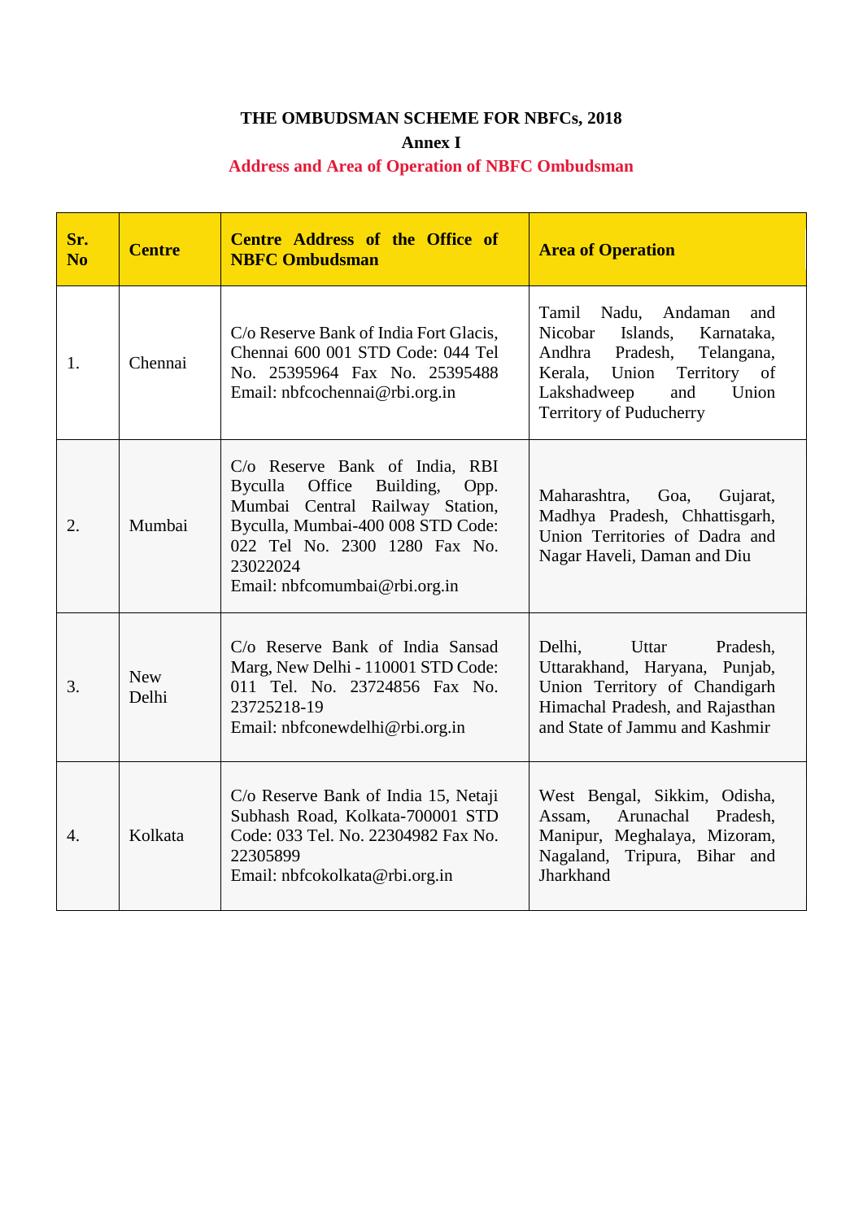**THE OMBUDSMAN SCHEME FOR NBFCs, 2018**

**Annex I**

**Address and Area of Operation of NBFC Ombudsman**

| Sr. No | Centre | Centre Address of the Office of NBFC Ombudsman | Area of Operation |
|---|---|---|---|
| 1. | Chennai | C/o Reserve Bank of India Fort Glacis, Chennai 600 001 STD Code: 044 Tel No. 25395964 Fax No. 25395488 Email: nbfcochennai@rbi.org.in | Tamil Nadu, Andaman and Nicobar Islands, Karnataka, Andhra Pradesh, Telangana, Kerala, Union Territory of Lakshadweep and Union Territory of Puducherry |
| 2. | Mumbai | C/o Reserve Bank of India, RBI Byculla Office Building, Opp. Mumbai Central Railway Station, Byculla, Mumbai-400 008 STD Code: 022 Tel No. 2300 1280 Fax No. 23022024 Email: nbfcomumbai@rbi.org.in | Maharashtra, Goa, Gujarat, Madhya Pradesh, Chhattisgarh, Union Territories of Dadra and Nagar Haveli, Daman and Diu |
| 3. | New Delhi | C/o Reserve Bank of India Sansad Marg, New Delhi - 110001 STD Code: 011 Tel. No. 23724856 Fax No. 23725218-19 Email: nbfconewdelhi@rbi.org.in | Delhi, Uttar Pradesh, Uttarakhand, Haryana, Punjab, Union Territory of Chandigarh Himachal Pradesh, and Rajasthan and State of Jammu and Kashmir |
| 4. | Kolkata | C/o Reserve Bank of India 15, Netaji Subhash Road, Kolkata-700001 STD Code: 033 Tel. No. 22304982 Fax No. 22305899 Email: nbfcokolkata@rbi.org.in | West Bengal, Sikkim, Odisha, Assam, Arunachal Pradesh, Manipur, Meghalaya, Mizoram, Nagaland, Tripura, Bihar and Jharkhand |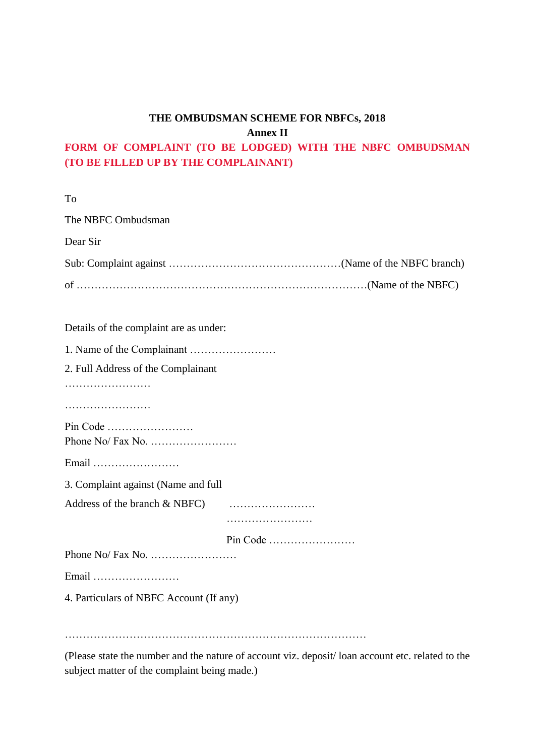**THE OMBUDSMAN SCHEME FOR NBFCs, 2018**

**Annex II**

**FORM OF COMPLAINT (TO BE LODGED) WITH THE NBFC OMBUDSMAN (TO BE FILLED UP BY THE COMPLAINANT)**

To

The NBFC Ombudsman

Dear Sir

Sub: Complaint against …………………………………………(Name of the NBFC branch)

of ………………………………………………………………………(Name of the NBFC)

Details of the complaint are as under:

1. Name of the Complainant ……………………

2. Full Address of the Complainant

……………………

……………………

Pin Code ……………………

Phone No/ Fax No. ……………………

Email ……………………

3. Complaint against (Name and full

Address of the branch & NBFC) ……………………

……………………

Pin Code ……………………

Phone No/ Fax No. ……………………

Email ……………………

4. Particulars of NBFC Account (If any)

…………………………………………………………………………

(Please state the number and the nature of account viz. deposit/ loan account etc. related to the subject matter of the complaint being made.)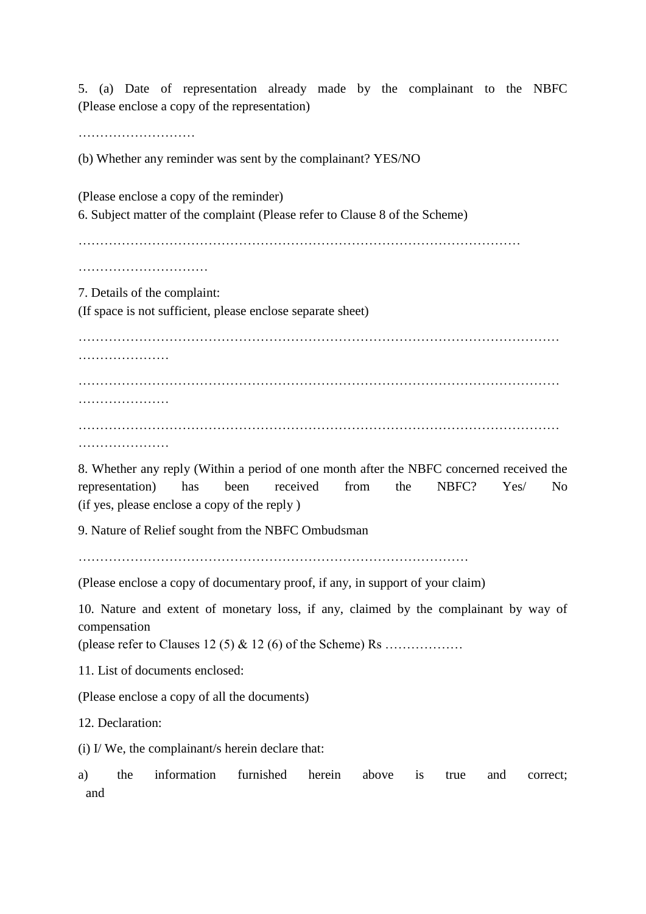5. (a) Date of representation already made by the complainant to the NBFC (Please enclose a copy of the representation)

………………………

(b) Whether any reminder was sent by the complainant? YES/NO

(Please enclose a copy of the reminder)

6. Subject matter of the complaint (Please refer to Clause 8 of the Scheme)

…………………………………………………………………………………………

…………………………

7. Details of the complaint:
(If space is not sufficient, please enclose separate sheet)

……………………………………………………………………………………………………
…………………

……………………………………………………………………………………………………
…………………

……………………………………………………………………………………………………
…………………

8. Whether any reply (Within a period of one month after the NBFC concerned received the representation) has been received from the NBFC? Yes/ No
(if yes, please enclose a copy of the reply )

9. Nature of Relief sought from the NBFC Ombudsman

………………………………………………………………………………

(Please enclose a copy of documentary proof, if any, in support of your claim)

10. Nature and extent of monetary loss, if any, claimed by the complainant by way of compensation
(please refer to Clauses 12 (5) & 12 (6) of the Scheme) Rs ………………

11. List of documents enclosed:

(Please enclose a copy of all the documents)

12. Declaration:

(i) I/ We, the complainant/s herein declare that:

a) the information furnished herein above is true and correct; and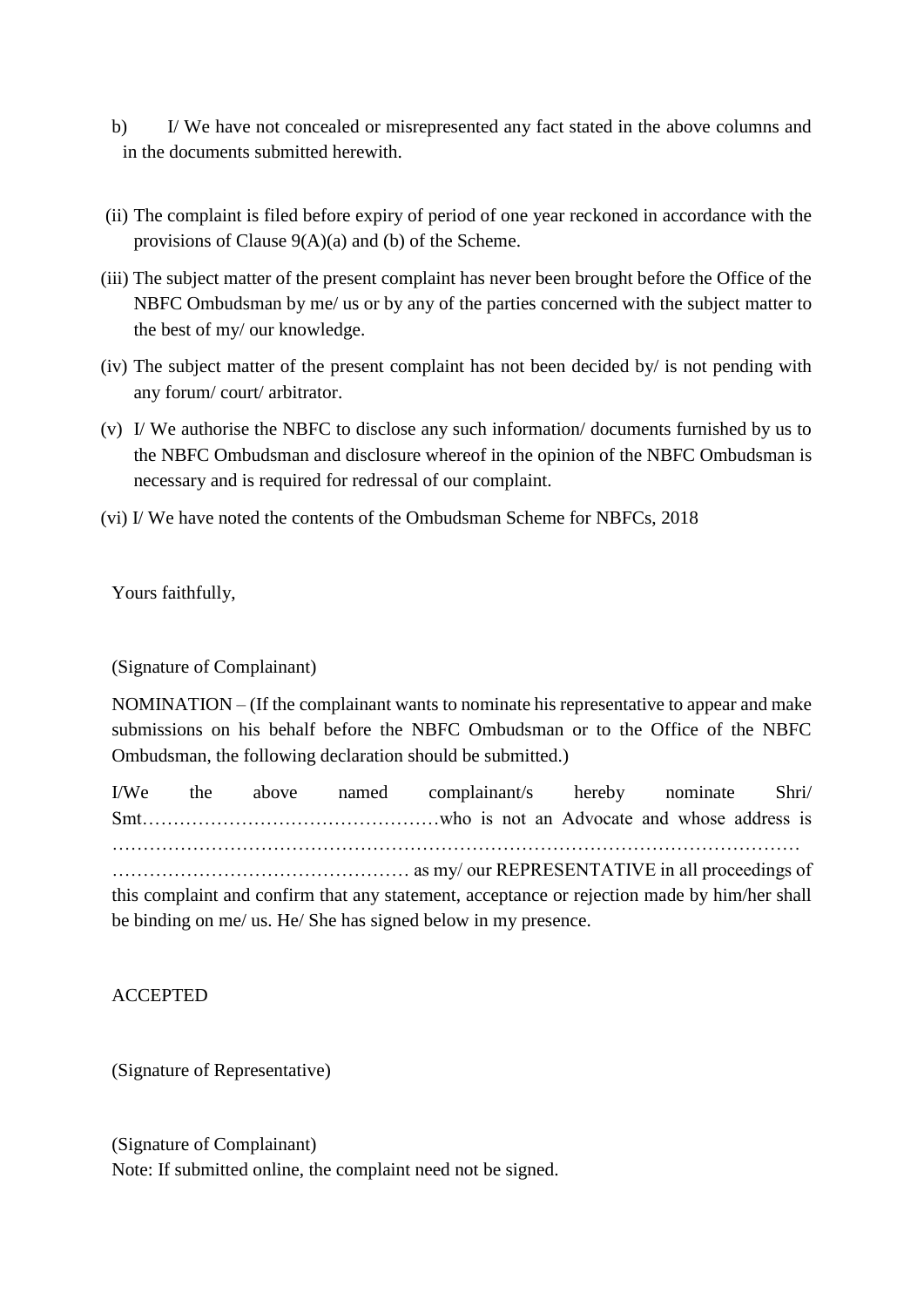b) I/ We have not concealed or misrepresented any fact stated in the above columns and in the documents submitted herewith.

(ii) The complaint is filed before expiry of period of one year reckoned in accordance with the provisions of Clause 9(A)(a) and (b) of the Scheme.

(iii) The subject matter of the present complaint has never been brought before the Office of the NBFC Ombudsman by me/ us or by any of the parties concerned with the subject matter to the best of my/ our knowledge.

(iv) The subject matter of the present complaint has not been decided by/ is not pending with any forum/ court/ arbitrator.

(v) I/ We authorise the NBFC to disclose any such information/ documents furnished by us to the NBFC Ombudsman and disclosure whereof in the opinion of the NBFC Ombudsman is necessary and is required for redressal of our complaint.

(vi) I/ We have noted the contents of the Ombudsman Scheme for NBFCs, 2018

Yours faithfully,

(Signature of Complainant)

NOMINATION – (If the complainant wants to nominate his representative to appear and make submissions on his behalf before the NBFC Ombudsman or to the Office of the NBFC Ombudsman, the following declaration should be submitted.)

I/We the above named complainant/s hereby nominate Shri/ Smt…………………………………………who is not an Advocate and whose address is ………………………………………………………………………………………………… ………………………………………… as my/ our REPRESENTATIVE in all proceedings of this complaint and confirm that any statement, acceptance or rejection made by him/her shall be binding on me/ us. He/ She has signed below in my presence.

ACCEPTED

(Signature of Representative)

(Signature of Complainant)
Note: If submitted online, the complaint need not be signed.